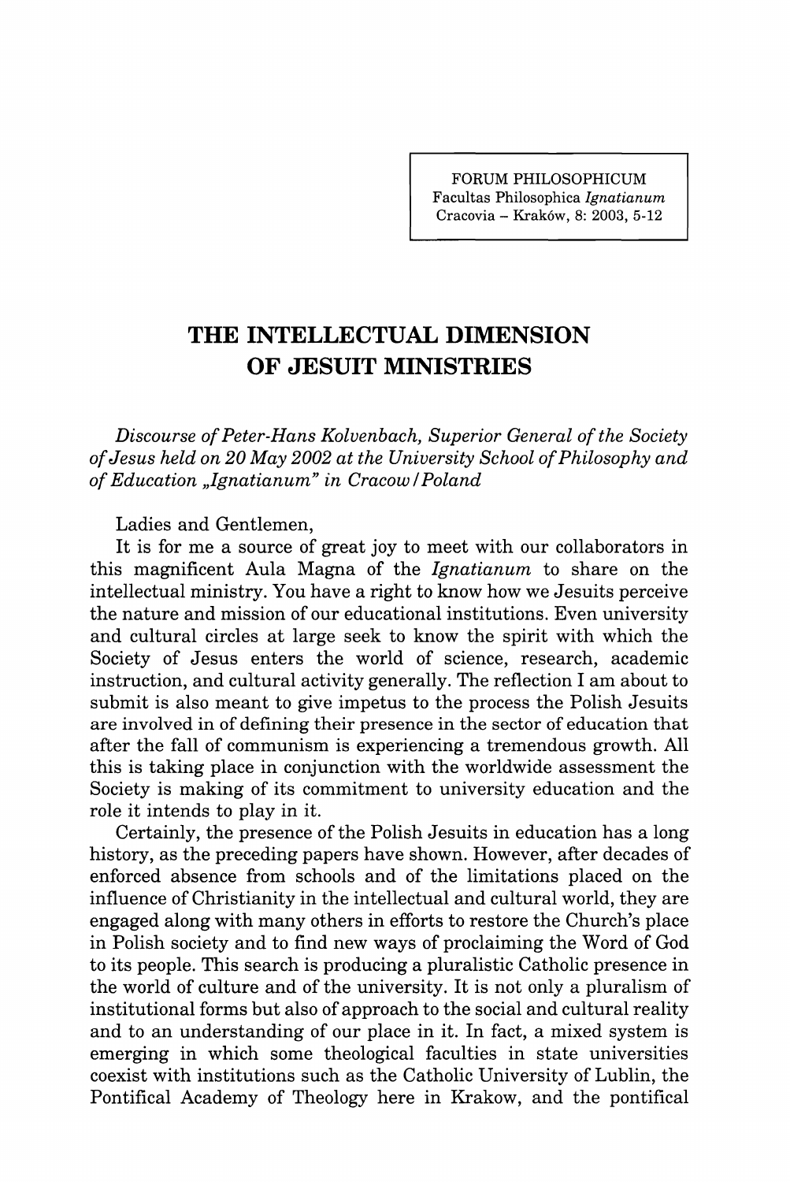# THE INTELLECTUAL DIMENSION OF JESUIT MINISTRIES

*Discourse of Peter-Hans Kolvenbach, Superior General of the Society of Jesus held on 20 May 2002 at the University School of Philosophy and of Education „Ignatianum" in Cracow / Poland*

Ladies and Gentlemen,

It is for me a source of great joy to meet with our collaborators in this magnificent Aula Magna of the *Ignatianum* to share on the intellectual ministry. You have a right to know how we Jesuits perceive the nature and mission of our educational institutions. Even university and cultural circles at large seek to know the spirit with which the Society of Jesus enters the world of science, research, academic instruction, and cultural activity generally. The reflection I am about to submit is also meant to give impetus to the process the Polish Jesuits are involved in of defining their presence in the sector of education that after the fall of communism is experiencing a tremendous growth. All this is taking place in conjunction with the worldwide assessment the Society is making of its commitment to university education and the role it intends to play in it.

Certainly, the presence of the Polish Jesuits in education has a long history, as the preceding papers have shown. However, after decades of enforced absence from schools and of the limitations placed on the influence of Christianity in the intellectual and cultural world, they are engaged along with many others in efforts to restore the Church's place in Polish society and to find new ways of proclaiming the Word of God to its people. This search is producing a pluralistic Catholic presence in the world of culture and of the university. It is not only a pluralism of institutional forms but also of approach to the social and cultural reality and to an understanding of our place in it. In fact, a mixed system is emerging in which some theological faculties in state universities coexist with institutions such as the Catholic University of Lublin, the Pontifical Academy of Theology here in Krakow, and the pontifical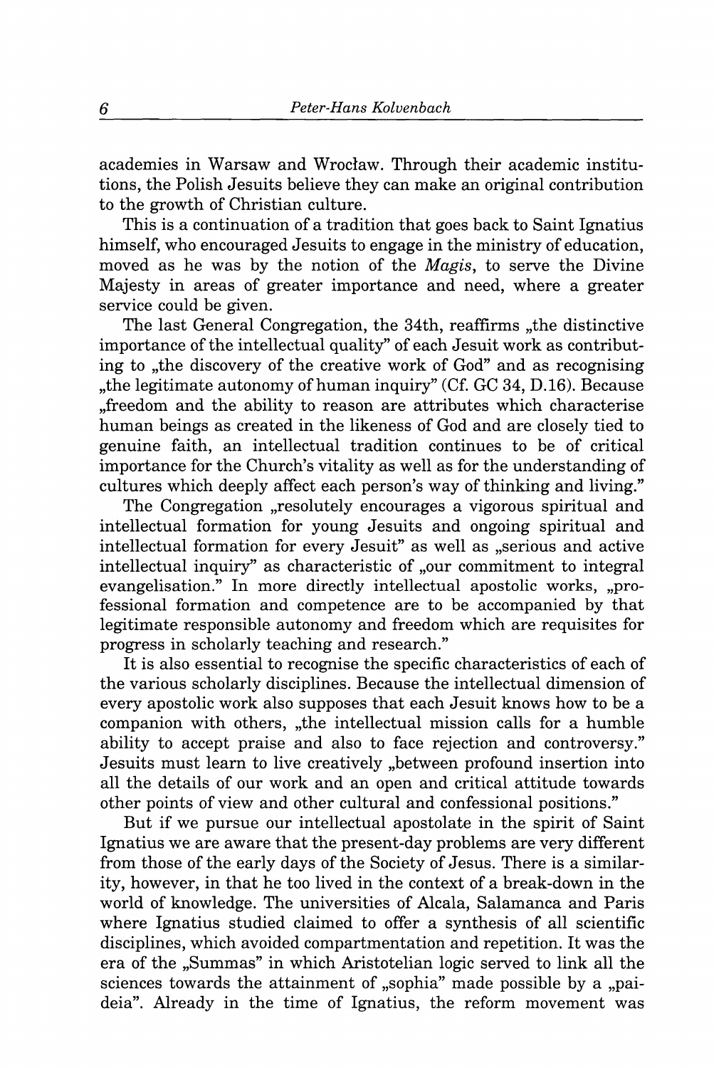academies in Warsaw and Wrocław. Through their academic institutions, the Polish Jesuits believe they can make an original contribution to the growth of Christian culture.

This is a continuation of a tradition that goes back to Saint Ignatius himself, who encouraged Jesuits to engage in the ministry of education, moved as he was by the notion of the *Magis*, to serve the Divine Majesty in areas of greater importance and need, where a greater service could be given.

The last General Congregation, the 34th, reaffirms „the distinctive importance of the intellectual quality" of each Jesuit work as contributing to „the discovery of the creative work of God" and as recognising „the legitimate autonomy of human inquiry" (Cf. GC 34, D.16). Because „freedom and the ability to reason are attributes which characterise human beings as created in the likeness of God and are closely tied to genuine faith, an intellectual tradition continues to be of critical importance for the Church's vitality as well as for the understanding of cultures which deeply affect each person's way of thinking and living."

The Congregation „resolutely encourages a vigorous spiritual and intellectual formation for young Jesuits and ongoing spiritual and intellectual formation for every Jesuit" as well as „serious and active intellectual inquiry" as characteristic of „our commitment to integral evangelisation." In more directly intellectual apostolic works, „professional formation and competence are to be accompanied by that legitimate responsible autonomy and freedom which are requisites for progress in scholarly teaching and research."

It is also essential to recognise the specific characteristics of each of the various scholarly disciplines. Because the intellectual dimension of every apostolic work also supposes that each Jesuit knows how to be a companion with others, „the intellectual mission calls for a humble ability to accept praise and also to face rejection and controversy." Jesuits must learn to live creatively „between profound insertion into all the details of our work and an open and critical attitude towards other points of view and other cultural and confessional positions."

But if we pursue our intellectual apostolate in the spirit of Saint Ignatius we are aware that the present-day problems are very different from those of the early days of the Society of Jesus. There is a similarity, however, in that he too lived in the context of a break-down in the world of knowledge. The universities of Alcala, Salamanca and Paris where Ignatius studied claimed to offer a synthesis of all scientific disciplines, which avoided compartmentation and repetition. It was the era of the „Summas" in which Aristotelian logic served to link all the sciences towards the attainment of „sophia" made possible by a „paideia". Already in the time of Ignatius, the reform movement was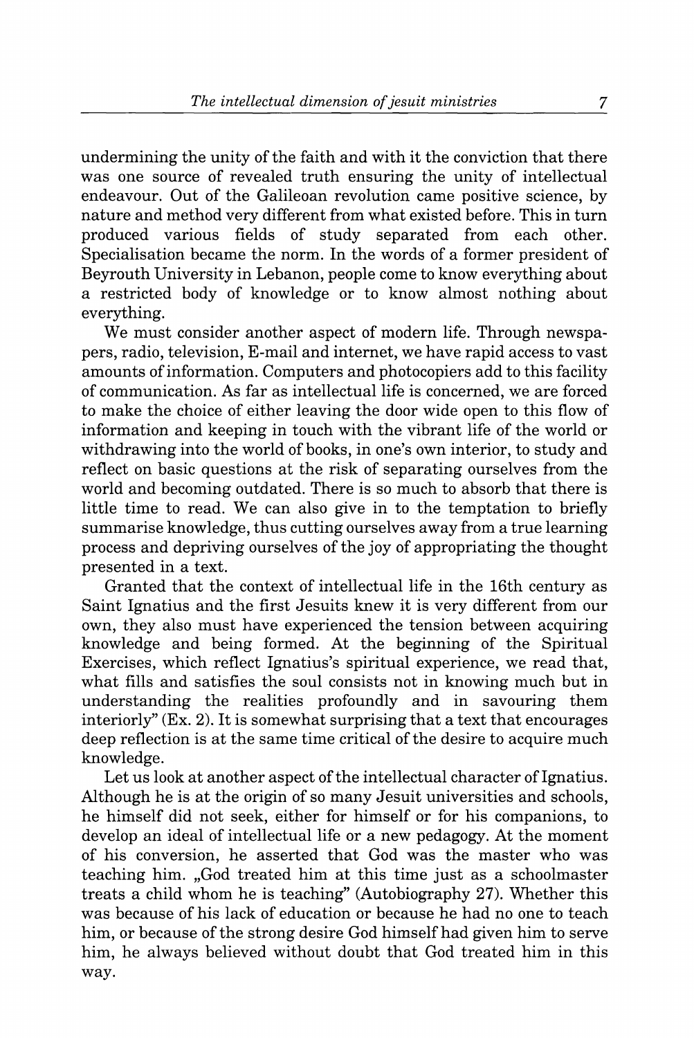undermining the unity of the faith and with it the conviction that there was one source of revealed truth ensuring the unity of intellectual endeavour. Out of the Galileoan revolution came positive science, by nature and method very different from what existed before. This in turn produced various fields of study separated from each other. Specialisation became the norm. In the words of a former president of Beyrouth University in Lebanon, people come to know everything about a restricted body of knowledge or to know almost nothing about everything.

We must consider another aspect of modern life. Through newspapers, radio, television, E-mail and internet, we have rapid access to vast amounts of information. Computers and photocopiers add to this facility of communication. As far as intellectual life is concerned, we are forced to make the choice of either leaving the door wide open to this flow of information and keeping in touch with the vibrant life of the world or withdrawing into the world of books, in one's own interior, to study and reflect on basic questions at the risk of separating ourselves from the world and becoming outdated. There is so much to absorb that there is little time to read. We can also give in to the temptation to briefly summarise knowledge, thus cutting ourselves away from a true learning process and depriving ourselves of the joy of appropriating the thought presented in a text.

Granted that the context of intellectual life in the 16th century as Saint Ignatius and the first Jesuits knew it is very different from our own, they also must have experienced the tension between acquiring knowledge and being formed. At the beginning of the Spiritual Exercises, which reflect Ignatius's spiritual experience, we read that, what fills and satisfies the soul consists not in knowing much but in understanding the realities profoundly and in savouring them interiorly" (Ex. 2). It is somewhat surprising that a text that encourages deep reflection is at the same time critical of the desire to acquire much knowledge.

Let us look at another aspect of the intellectual character of Ignatius. Although he is at the origin of so many Jesuit universities and schools, he himself did not seek, either for himself or for his companions, to develop an ideal of intellectual life or a new pedagogy. At the moment of his conversion, he asserted that God was the master who was teaching him. „God treated him at this time just as a schoolmaster treats a child whom he is teaching" (Autobiography 27). Whether this was because of his lack of education or because he had no one to teach him, or because of the strong desire God himself had given him to serve him, he always believed without doubt that God treated him in this way.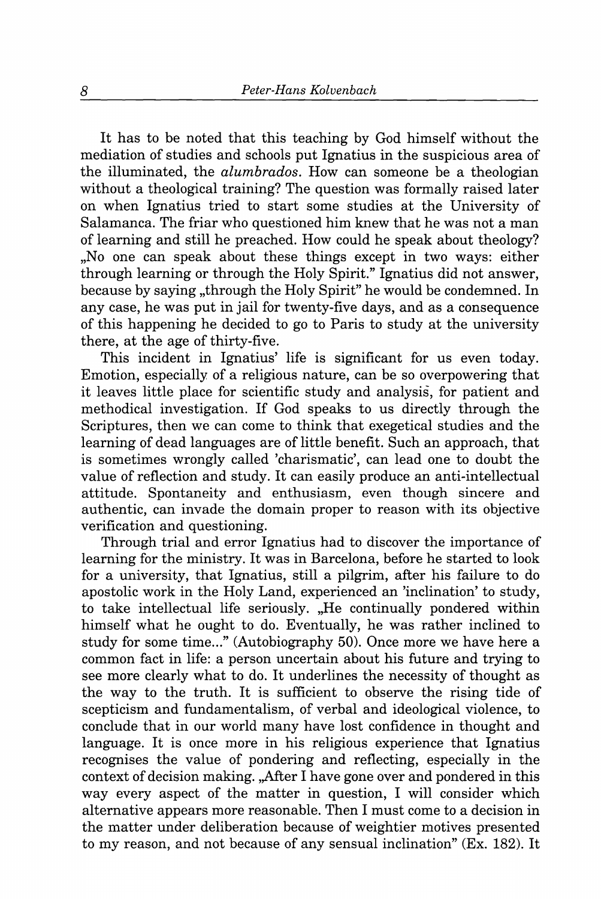It has to be noted that this teaching by God himself without the mediation of studies and schools put Ignatius in the suspicious area of the illuminated, the *alumbrados*. How can someone be a theologian without a theological training? The question was formally raised later on when Ignatius tried to start some studies at the University of Salamanca. The friar who questioned him knew that he was not a man of learning and still he preached. How could he speak about theology? „No one can speak about these things except in two ways: either through learning or through the Holy Spirit." Ignatius did not answer, because by saying „through the Holy Spirit" he would be condemned. In any case, he was put in jail for twenty-five days, and as a consequence of this happening he decided to go to Paris to study at the university there, at the age of thirty-five.

This incident in Ignatius' life is significant for us even today. Emotion, especially of a religious nature, can be so overpowering that it leaves little place for scientific study and analysis, for patient and methodical investigation. If God speaks to us directly through the Scriptures, then we can come to think that exegetical studies and the learning of dead languages are of little benefit. Such an approach, that is sometimes wrongly called 'charismatic', can lead one to doubt the value of reflection and study. It can easily produce an anti-intellectual attitude. Spontaneity and enthusiasm, even though sincere and authentic, can invade the domain proper to reason with its objective verification and questioning.

Through trial and error Ignatius had to discover the importance of learning for the ministry. It was in Barcelona, before he started to look for a university, that Ignatius, still a pilgrim, after his failure to do apostolic work in the Holy Land, experienced an 'inclination' to study, to take intellectual life seriously. „He continually pondered within himself what he ought to do. Eventually, he was rather inclined to study for some time..." (Autobiography 50). Once more we have here a common fact in life: a person uncertain about his future and trying to see more clearly what to do. It underlines the necessity of thought as the way to the truth. It is sufficient to observe the rising tide of scepticism and fundamentalism, of verbal and ideological violence, to conclude that in our world many have lost confidence in thought and language. It is once more in his religious experience that Ignatius recognises the value of pondering and reflecting, especially in the context of decision making. „After I have gone over and pondered in this way every aspect of the matter in question, I will consider which alternative appears more reasonable. Then I must come to a decision in the matter under deliberation because of weightier motives presented to my reason, and not because of any sensual inclination" (Ex. 182). It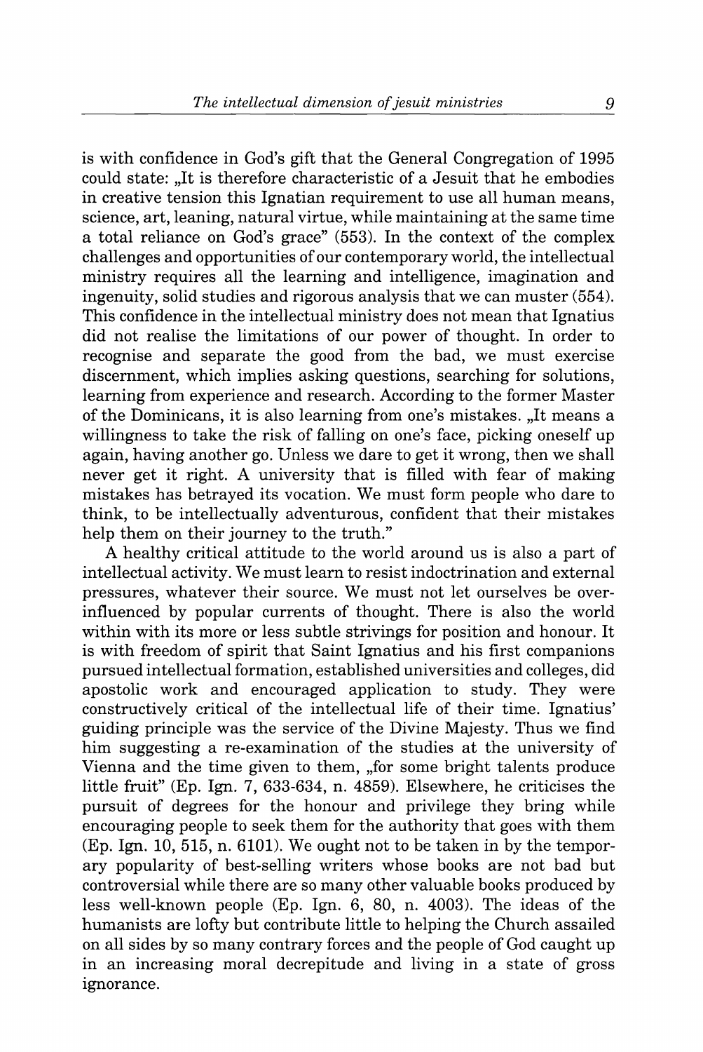is with confidence in God's gift that the General Congregation of 1995 could state: „It is therefore characteristic of a Jesuit that he embodies in creative tension this Ignatian requirement to use all human means, science, art, leaning, natural virtue, while maintaining at the same time a total reliance on God's grace" (553). In the context of the complex challenges and opportunities of our contemporary world, the intellectual ministry requires all the learning and intelligence, imagination and ingenuity, solid studies and rigorous analysis that we can muster (554). This confidence in the intellectual ministry does not mean that Ignatius did not realise the limitations of our power of thought. In order to recognise and separate the good from the bad, we must exercise discernment, which implies asking questions, searching for solutions, learning from experience and research. According to the former Master of the Dominicans, it is also learning from one's mistakes. „It means a willingness to take the risk of falling on one's face, picking oneself up again, having another go. Unless we dare to get it wrong, then we shall never get it right. A university that is filled with fear of making mistakes has betrayed its vocation. We must form people who dare to think, to be intellectually adventurous, confident that their mistakes help them on their journey to the truth."

A healthy critical attitude to the world around us is also a part of intellectual activity. We must learn to resist indoctrination and external pressures, whatever their source. We must not let ourselves be over-influenced by popular currents of thought. There is also the world within with its more or less subtle strivings for position and honour. It is with freedom of spirit that Saint Ignatius and his first companions pursued intellectual formation, established universities and colleges, did apostolic work and encouraged application to study. They were constructively critical of the intellectual life of their time. Ignatius' guiding principle was the service of the Divine Majesty. Thus we find him suggesting a re-examination of the studies at the university of Vienna and the time given to them, „for some bright talents produce little fruit" (Ep. Ign. 7, 633-634, n. 4859). Elsewhere, he criticises the pursuit of degrees for the honour and privilege they bring while encouraging people to seek them for the authority that goes with them (Ep. Ign. 10, 515, n. 6101). We ought not to be taken in by the temporary popularity of best-selling writers whose books are not bad but controversial while there are so many other valuable books produced by less well-known people (Ep. Ign. 6, 80, n. 4003). The ideas of the humanists are lofty but contribute little to helping the Church assailed on all sides by so many contrary forces and the people of God caught up in an increasing moral decrepitude and living in a state of gross ignorance.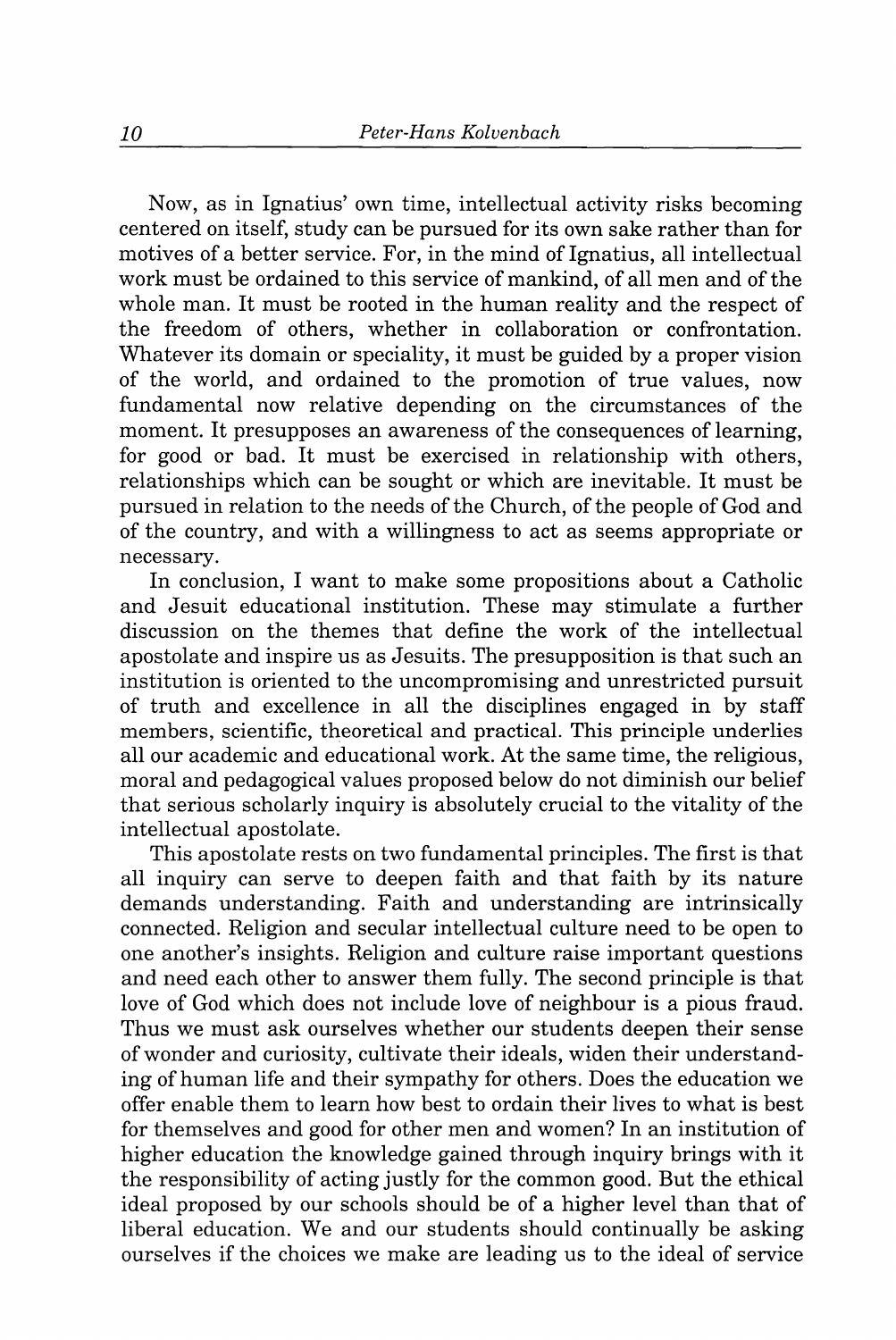Now, as in Ignatius' own time, intellectual activity risks becoming centered on itself, study can be pursued for its own sake rather than for motives of a better service. For, in the mind of Ignatius, all intellectual work must be ordained to this service of mankind, of all men and of the whole man. It must be rooted in the human reality and the respect of the freedom of others, whether in collaboration or confrontation. Whatever its domain or speciality, it must be guided by a proper vision of the world, and ordained to the promotion of true values, now fundamental now relative depending on the circumstances of the moment. It presupposes an awareness of the consequences of learning, for good or bad. It must be exercised in relationship with others, relationships which can be sought or which are inevitable. It must be pursued in relation to the needs of the Church, of the people of God and of the country, and with a willingness to act as seems appropriate or necessary.

In conclusion, I want to make some propositions about a Catholic and Jesuit educational institution. These may stimulate a further discussion on the themes that define the work of the intellectual apostolate and inspire us as Jesuits. The presupposition is that such an institution is oriented to the uncompromising and unrestricted pursuit of truth and excellence in all the disciplines engaged in by staff members, scientific, theoretical and practical. This principle underlies all our academic and educational work. At the same time, the religious, moral and pedagogical values proposed below do not diminish our belief that serious scholarly inquiry is absolutely crucial to the vitality of the intellectual apostolate.

This apostolate rests on two fundamental principles. The first is that all inquiry can serve to deepen faith and that faith by its nature demands understanding. Faith and understanding are intrinsically connected. Religion and secular intellectual culture need to be open to one another's insights. Religion and culture raise important questions and need each other to answer them fully. The second principle is that love of God which does not include love of neighbour is a pious fraud. Thus we must ask ourselves whether our students deepen their sense of wonder and curiosity, cultivate their ideals, widen their understanding of human life and their sympathy for others. Does the education we offer enable them to learn how best to ordain their lives to what is best for themselves and good for other men and women? In an institution of higher education the knowledge gained through inquiry brings with it the responsibility of acting justly for the common good. But the ethical ideal proposed by our schools should be of a higher level than that of liberal education. We and our students should continually be asking ourselves if the choices we make are leading us to the ideal of service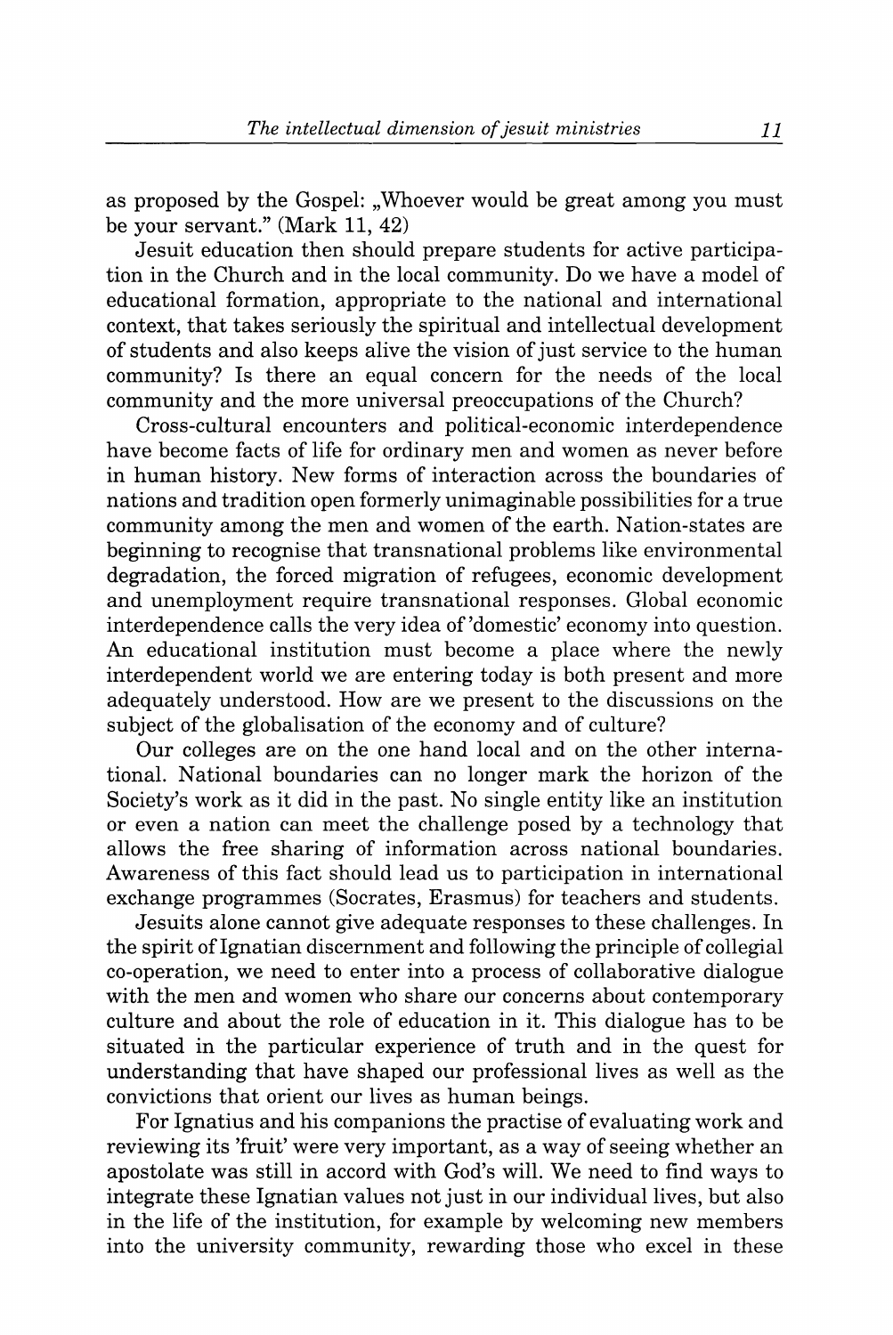as proposed by the Gospel: „Whoever would be great among you must be your servant." (Mark 11, 42)

Jesuit education then should prepare students for active participation in the Church and in the local community. Do we have a model of educational formation, appropriate to the national and international context, that takes seriously the spiritual and intellectual development of students and also keeps alive the vision of just service to the human community? Is there an equal concern for the needs of the local community and the more universal preoccupations of the Church?

Cross-cultural encounters and political-economic interdependence have become facts of life for ordinary men and women as never before in human history. New forms of interaction across the boundaries of nations and tradition open formerly unimaginable possibilities for a true community among the men and women of the earth. Nation-states are beginning to recognise that transnational problems like environmental degradation, the forced migration of refugees, economic development and unemployment require transnational responses. Global economic interdependence calls the very idea of 'domestic' economy into question. An educational institution must become a place where the newly interdependent world we are entering today is both present and more adequately understood. How are we present to the discussions on the subject of the globalisation of the economy and of culture?

Our colleges are on the one hand local and on the other international. National boundaries can no longer mark the horizon of the Society's work as it did in the past. No single entity like an institution or even a nation can meet the challenge posed by a technology that allows the free sharing of information across national boundaries. Awareness of this fact should lead us to participation in international exchange programmes (Socrates, Erasmus) for teachers and students.

Jesuits alone cannot give adequate responses to these challenges. In the spirit of Ignatian discernment and following the principle of collegial co-operation, we need to enter into a process of collaborative dialogue with the men and women who share our concerns about contemporary culture and about the role of education in it. This dialogue has to be situated in the particular experience of truth and in the quest for understanding that have shaped our professional lives as well as the convictions that orient our lives as human beings.

For Ignatius and his companions the practise of evaluating work and reviewing its 'fruit' were very important, as a way of seeing whether an apostolate was still in accord with God's will. We need to find ways to integrate these Ignatian values not just in our individual lives, but also in the life of the institution, for example by welcoming new members into the university community, rewarding those who excel in these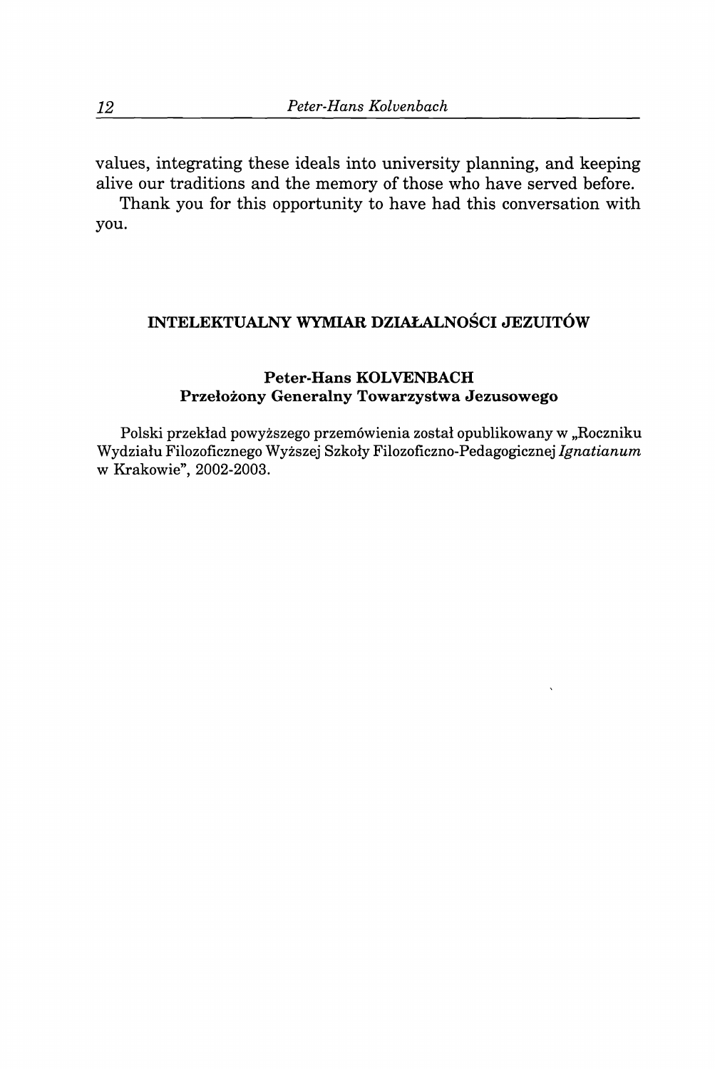values, integrating these ideals into university planning, and keeping alive our traditions and the memory of those who have served before.

Thank you for this opportunity to have had this conversation with you.

## INTELEKTUALNY WYMIAR DZIAŁALNOŚCI JEZUITÓW

**Peter-Hans KOLVENBACH**
**Przełożony Generalny Towarzystwa Jezusowego**

Polski przekład powyższego przemówienia został opublikowany w „Roczniku Wydziału Filozoficznego Wyższej Szkoły Filozoficzno-Pedagogicznej *Ignatianum* w Krakowie", 2002-2003.